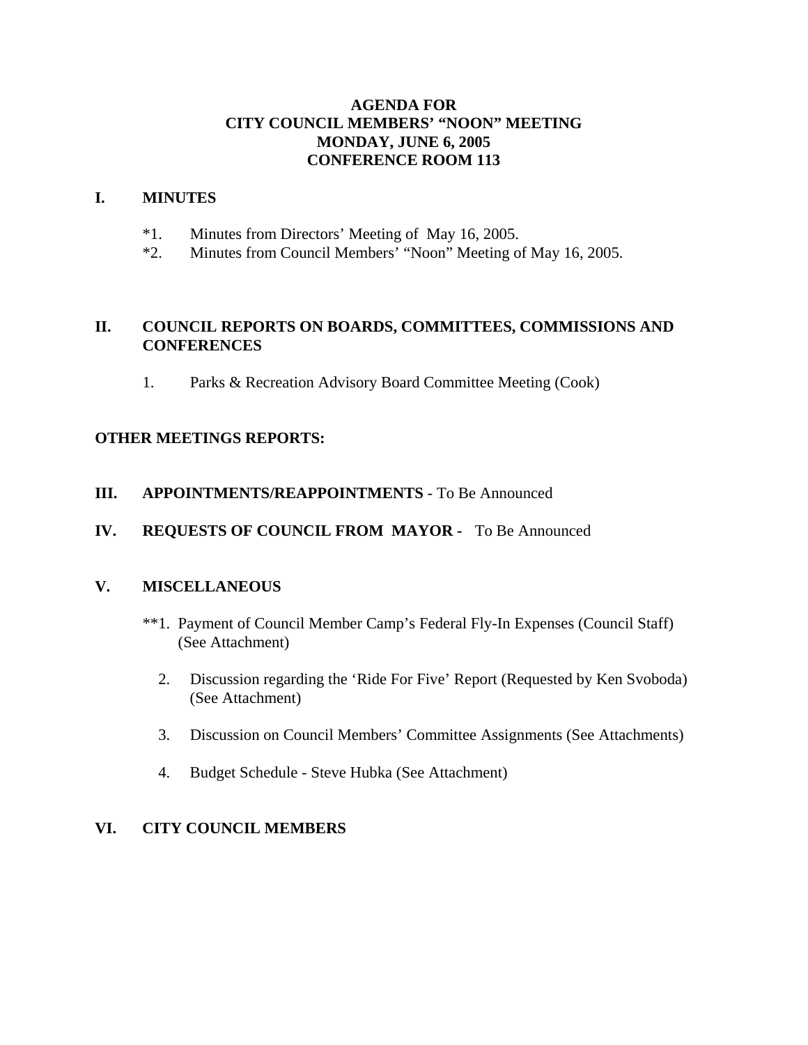# AGENDA FOR
# CITY COUNCIL MEMBERS' "NOON" MEETING
# MONDAY, JUNE 6, 2005
# CONFERENCE ROOM 113

## I. MINUTES

*1. Minutes from Directors' Meeting of May 16, 2005.

*2. Minutes from Council Members' "Noon" Meeting of May 16, 2005.

## II. COUNCIL REPORTS ON BOARDS, COMMITTEES, COMMISSIONS AND CONFERENCES

1. Parks & Recreation Advisory Board Committee Meeting (Cook)

## OTHER MEETINGS REPORTS:

## III. APPOINTMENTS/REAPPOINTMENTS - To Be Announced

## IV. REQUESTS OF COUNCIL FROM MAYOR - To Be Announced

## V. MISCELLANEOUS

**1. Payment of Council Member Camp's Federal Fly-In Expenses (Council Staff) (See Attachment)

2. Discussion regarding the 'Ride For Five' Report (Requested by Ken Svoboda) (See Attachment)

3. Discussion on Council Members' Committee Assignments (See Attachments)

4. Budget Schedule - Steve Hubka (See Attachment)

## VI. CITY COUNCIL MEMBERS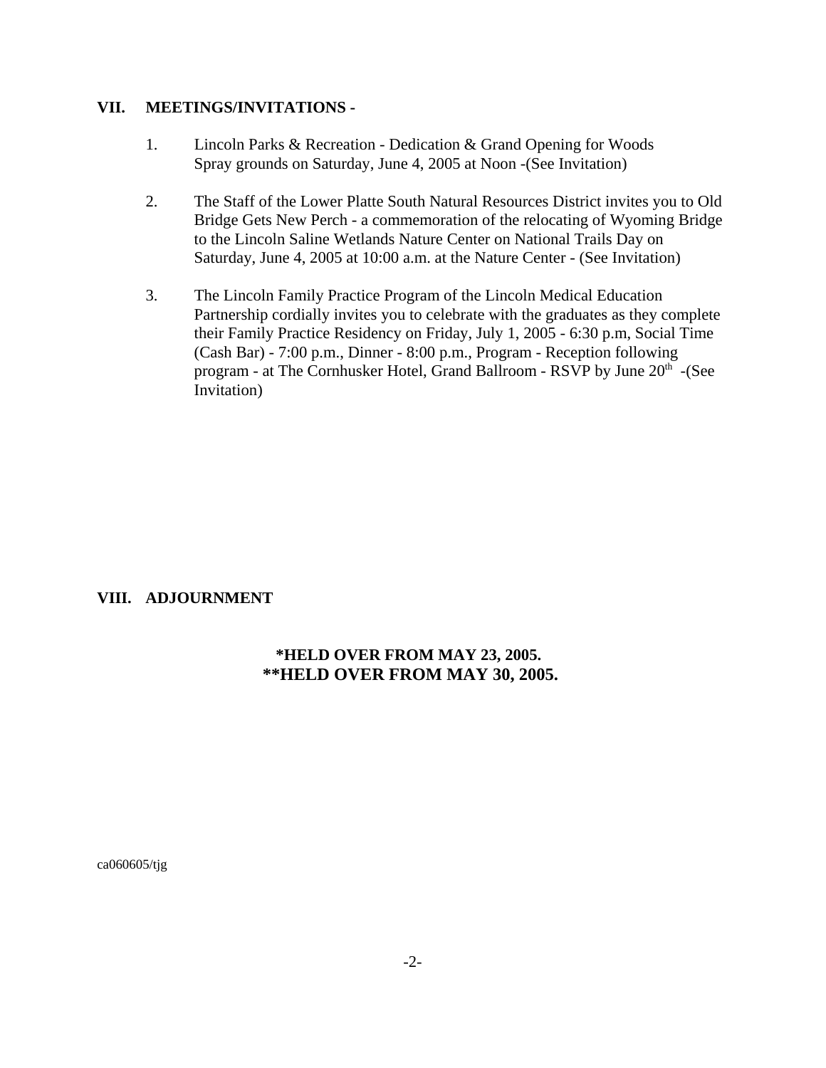## VII. MEETINGS/INVITATIONS -

1. Lincoln Parks & Recreation - Dedication & Grand Opening for Woods Spray grounds on Saturday, June 4, 2005 at Noon -(See Invitation)

2. The Staff of the Lower Platte South Natural Resources District invites you to Old Bridge Gets New Perch - a commemoration of the relocating of Wyoming Bridge to the Lincoln Saline Wetlands Nature Center on National Trails Day on Saturday, June 4, 2005 at 10:00 a.m. at the Nature Center - (See Invitation)

3. The Lincoln Family Practice Program of the Lincoln Medical Education Partnership cordially invites you to celebrate with the graduates as they complete their Family Practice Residency on Friday, July 1, 2005 - 6:30 p.m, Social Time (Cash Bar) - 7:00 p.m., Dinner - 8:00 p.m., Program - Reception following program - at The Cornhusker Hotel, Grand Ballroom - RSVP by June 20th -(See Invitation)

## VIII. ADJOURNMENT

**\*HELD OVER FROM MAY 23, 2005.**
**\*\*HELD OVER FROM MAY 30, 2005.**

ca060605/tjg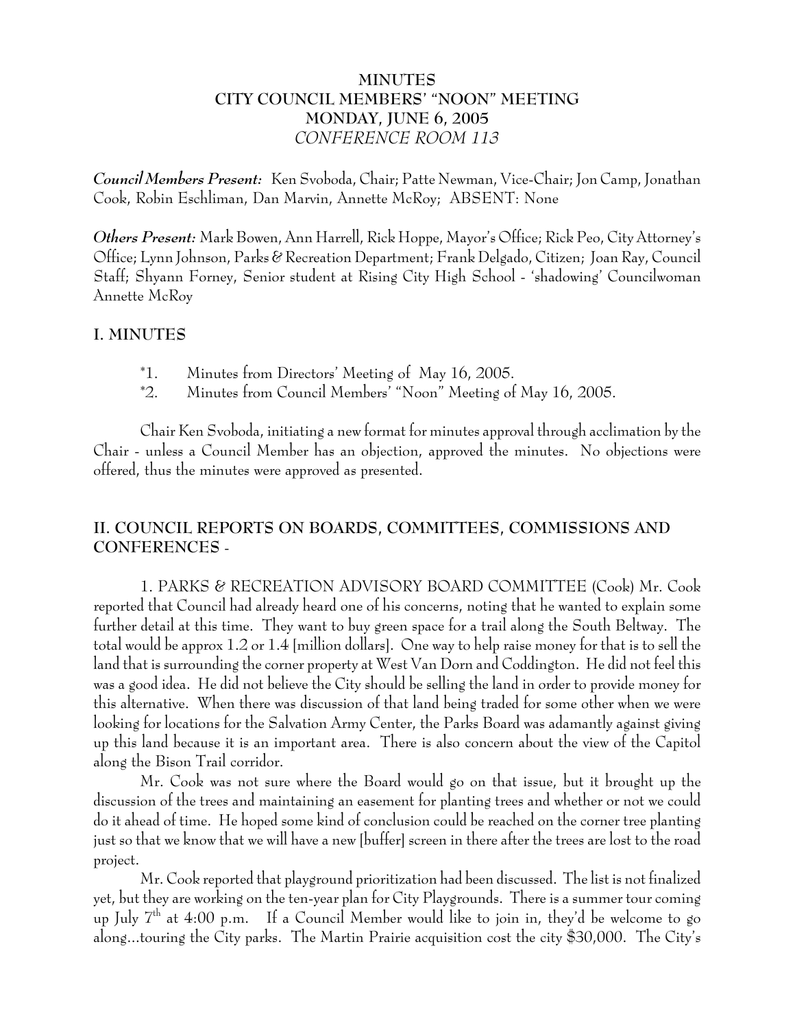**MINUTES**
**CITY COUNCIL MEMBERS' "NOON" MEETING**
**MONDAY, JUNE 6, 2005**
*CONFERENCE ROOM 113*

***Council Members Present:*** Ken Svoboda, Chair; Patte Newman, Vice-Chair; Jon Camp, Jonathan Cook, Robin Eschliman, Dan Marvin, Annette McRoy; ABSENT: None

***Others Present:*** Mark Bowen, Ann Harrell, Rick Hoppe, Mayor's Office; Rick Peo, City Attorney's Office; Lynn Johnson, Parks & Recreation Department; Frank Delgado, Citizen; Joan Ray, Council Staff; Shyann Forney, Senior student at Rising City High School - 'shadowing' Councilwoman Annette McRoy

## I. MINUTES

*1. Minutes from Directors' Meeting of May 16, 2005.
*2. Minutes from Council Members' "Noon" Meeting of May 16, 2005.

Chair Ken Svoboda, initiating a new format for minutes approval through acclimation by the Chair - unless a Council Member has an objection, approved the minutes. No objections were offered, thus the minutes were approved as presented.

## II. COUNCIL REPORTS ON BOARDS, COMMITTEES, COMMISSIONS AND CONFERENCES -

1. PARKS & RECREATION ADVISORY BOARD COMMITTEE (Cook) Mr. Cook reported that Council had already heard one of his concerns, noting that he wanted to explain some further detail at this time. They want to buy green space for a trail along the South Beltway. The total would be approx 1.2 or 1.4 [million dollars]. One way to help raise money for that is to sell the land that is surrounding the corner property at West Van Dorn and Coddington. He did not feel this was a good idea. He did not believe the City should be selling the land in order to provide money for this alternative. When there was discussion of that land being traded for some other when we were looking for locations for the Salvation Army Center, the Parks Board was adamantly against giving up this land because it is an important area. There is also concern about the view of the Capitol along the Bison Trail corridor.

Mr. Cook was not sure where the Board would go on that issue, but it brought up the discussion of the trees and maintaining an easement for planting trees and whether or not we could do it ahead of time. He hoped some kind of conclusion could be reached on the corner tree planting just so that we know that we will have a new [buffer] screen in there after the trees are lost to the road project.

Mr. Cook reported that playground prioritization had been discussed. The list is not finalized yet, but they are working on the ten-year plan for City Playgrounds. There is a summer tour coming up July 7th at 4:00 p.m. If a Council Member would like to join in, they'd be welcome to go along...touring the City parks. The Martin Prairie acquisition cost the city $30,000. The City's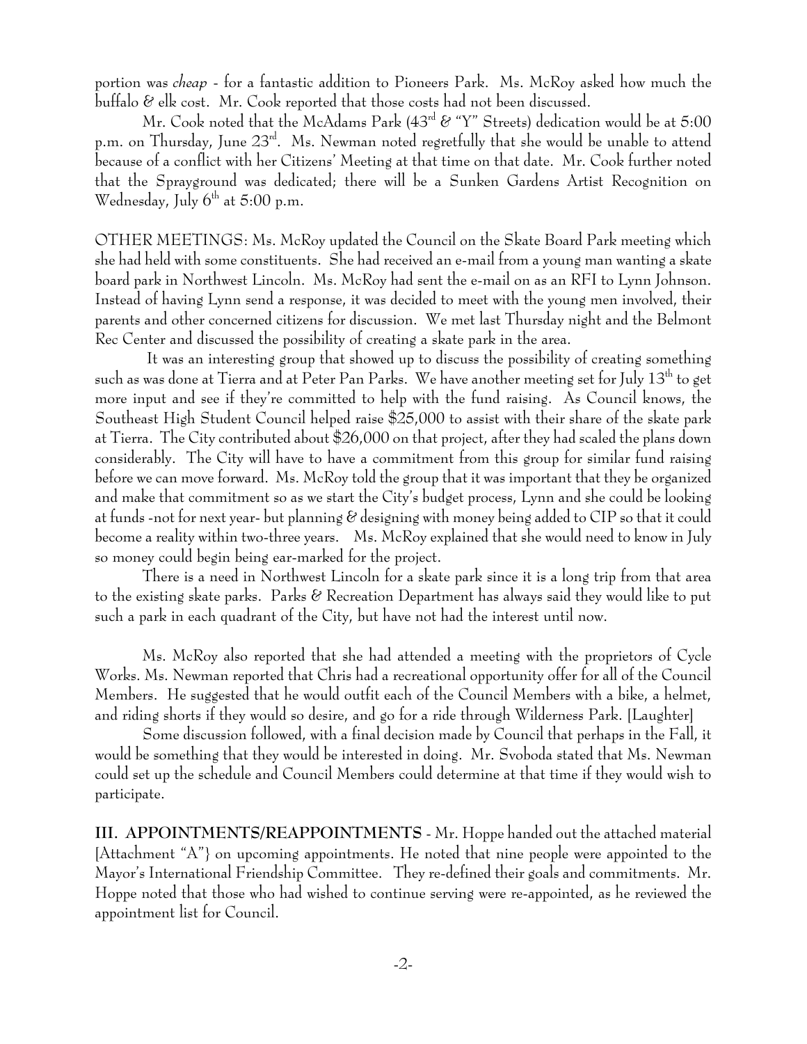portion was *cheap* - for a fantastic addition to Pioneers Park. Ms. McRoy asked how much the buffalo & elk cost. Mr. Cook reported that those costs had not been discussed.

Mr. Cook noted that the McAdams Park (43rd & "Y" Streets) dedication would be at 5:00 p.m. on Thursday, June 23rd. Ms. Newman noted regretfully that she would be unable to attend because of a conflict with her Citizens' Meeting at that time on that date. Mr. Cook further noted that the Sprayground was dedicated; there will be a Sunken Gardens Artist Recognition on Wednesday, July 6th at 5:00 p.m.

OTHER MEETINGS: Ms. McRoy updated the Council on the Skate Board Park meeting which she had held with some constituents. She had received an e-mail from a young man wanting a skate board park in Northwest Lincoln. Ms. McRoy had sent the e-mail on as an RFI to Lynn Johnson. Instead of having Lynn send a response, it was decided to meet with the young men involved, their parents and other concerned citizens for discussion. We met last Thursday night and the Belmont Rec Center and discussed the possibility of creating a skate park in the area.

It was an interesting group that showed up to discuss the possibility of creating something such as was done at Tierra and at Peter Pan Parks. We have another meeting set for July 13th to get more input and see if they're committed to help with the fund raising. As Council knows, the Southeast High Student Council helped raise $25,000 to assist with their share of the skate park at Tierra. The City contributed about $26,000 on that project, after they had scaled the plans down considerably. The City will have to have a commitment from this group for similar fund raising before we can move forward. Ms. McRoy told the group that it was important that they be organized and make that commitment so as we start the City's budget process, Lynn and she could be looking at funds -not for next year- but planning & designing with money being added to CIP so that it could become a reality within two-three years. Ms. McRoy explained that she would need to know in July so money could begin being ear-marked for the project.

There is a need in Northwest Lincoln for a skate park since it is a long trip from that area to the existing skate parks. Parks & Recreation Department has always said they would like to put such a park in each quadrant of the City, but have not had the interest until now.

Ms. McRoy also reported that she had attended a meeting with the proprietors of Cycle Works. Ms. Newman reported that Chris had a recreational opportunity offer for all of the Council Members. He suggested that he would outfit each of the Council Members with a bike, a helmet, and riding shorts if they would so desire, and go for a ride through Wilderness Park. [Laughter]

Some discussion followed, with a final decision made by Council that perhaps in the Fall, it would be something that they would be interested in doing. Mr. Svoboda stated that Ms. Newman could set up the schedule and Council Members could determine at that time if they would wish to participate.

**III. APPOINTMENTS/REAPPOINTMENTS** - Mr. Hoppe handed out the attached material [Attachment "A"} on upcoming appointments. He noted that nine people were appointed to the Mayor's International Friendship Committee. They re-defined their goals and commitments. Mr. Hoppe noted that those who had wished to continue serving were re-appointed, as he reviewed the appointment list for Council.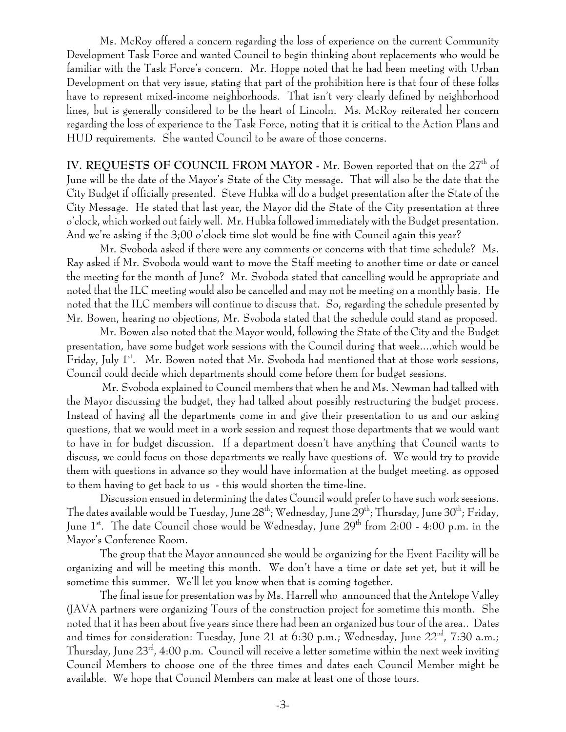Ms. McRoy offered a concern regarding the loss of experience on the current Community Development Task Force and wanted Council to begin thinking about replacements who would be familiar with the Task Force's concern. Mr. Hoppe noted that he had been meeting with Urban Development on that very issue, stating that part of the prohibition here is that four of these folks have to represent mixed-income neighborhoods. That isn't very clearly defined by neighborhood lines, but is generally considered to be the heart of Lincoln. Ms. McRoy reiterated her concern regarding the loss of experience to the Task Force, noting that it is critical to the Action Plans and HUD requirements. She wanted Council to be aware of those concerns.

**IV. REQUESTS OF COUNCIL FROM MAYOR -** Mr. Bowen reported that on the 27th of June will be the date of the Mayor's State of the City message**.** That will also be the date that the City Budget if officially presented. Steve Hubka will do a budget presentation after the State of the City Message. He stated that last year, the Mayor did the State of the City presentation at three o'clock, which worked out fairly well. Mr. Hubka followed immediately with the Budget presentation. And we're asking if the 3;00 o'clock time slot would be fine with Council again this year?

Mr. Svoboda asked if there were any comments or concerns with that time schedule? Ms. Ray asked if Mr. Svoboda would want to move the Staff meeting to another time or date or cancel the meeting for the month of June? Mr. Svoboda stated that cancelling would be appropriate and noted that the ILC meeting would also be cancelled and may not be meeting on a monthly basis. He noted that the ILC members will continue to discuss that. So, regarding the schedule presented by Mr. Bowen, hearing no objections, Mr. Svoboda stated that the schedule could stand as proposed.

Mr. Bowen also noted that the Mayor would, following the State of the City and the Budget presentation, have some budget work sessions with the Council during that week....which would be Friday, July 1st. Mr. Bowen noted that Mr. Svoboda had mentioned that at those work sessions, Council could decide which departments should come before them for budget sessions.

Mr. Svoboda explained to Council members that when he and Ms. Newman had talked with the Mayor discussing the budget, they had talked about possibly restructuring the budget process. Instead of having all the departments come in and give their presentation to us and our asking questions, that we would meet in a work session and request those departments that we would want to have in for budget discussion. If a department doesn't have anything that Council wants to discuss, we could focus on those departments we really have questions of. We would try to provide them with questions in advance so they would have information at the budget meeting. as opposed to them having to get back to us - this would shorten the time-line.

Discussion ensued in determining the dates Council would prefer to have such work sessions. The dates available would be Tuesday, June 28th; Wednesday, June 29th; Thursday, June 30th; Friday, June 1st. The date Council chose would be Wednesday, June 29th from 2:00 - 4:00 p.m. in the Mayor's Conference Room.

The group that the Mayor announced she would be organizing for the Event Facility will be organizing and will be meeting this month. We don't have a time or date set yet, but it will be sometime this summer. We'll let you know when that is coming together.

The final issue for presentation was by Ms. Harrell who announced that the Antelope Valley (JAVA partners were organizing Tours of the construction project for sometime this month. She noted that it has been about five years since there had been an organized bus tour of the area.. Dates and times for consideration: Tuesday, June 21 at 6:30 p.m.; Wednesday, June 22nd, 7:30 a.m.; Thursday, June 23rd, 4:00 p.m. Council will receive a letter sometime within the next week inviting Council Members to choose one of the three times and dates each Council Member might be available. We hope that Council Members can make at least one of those tours.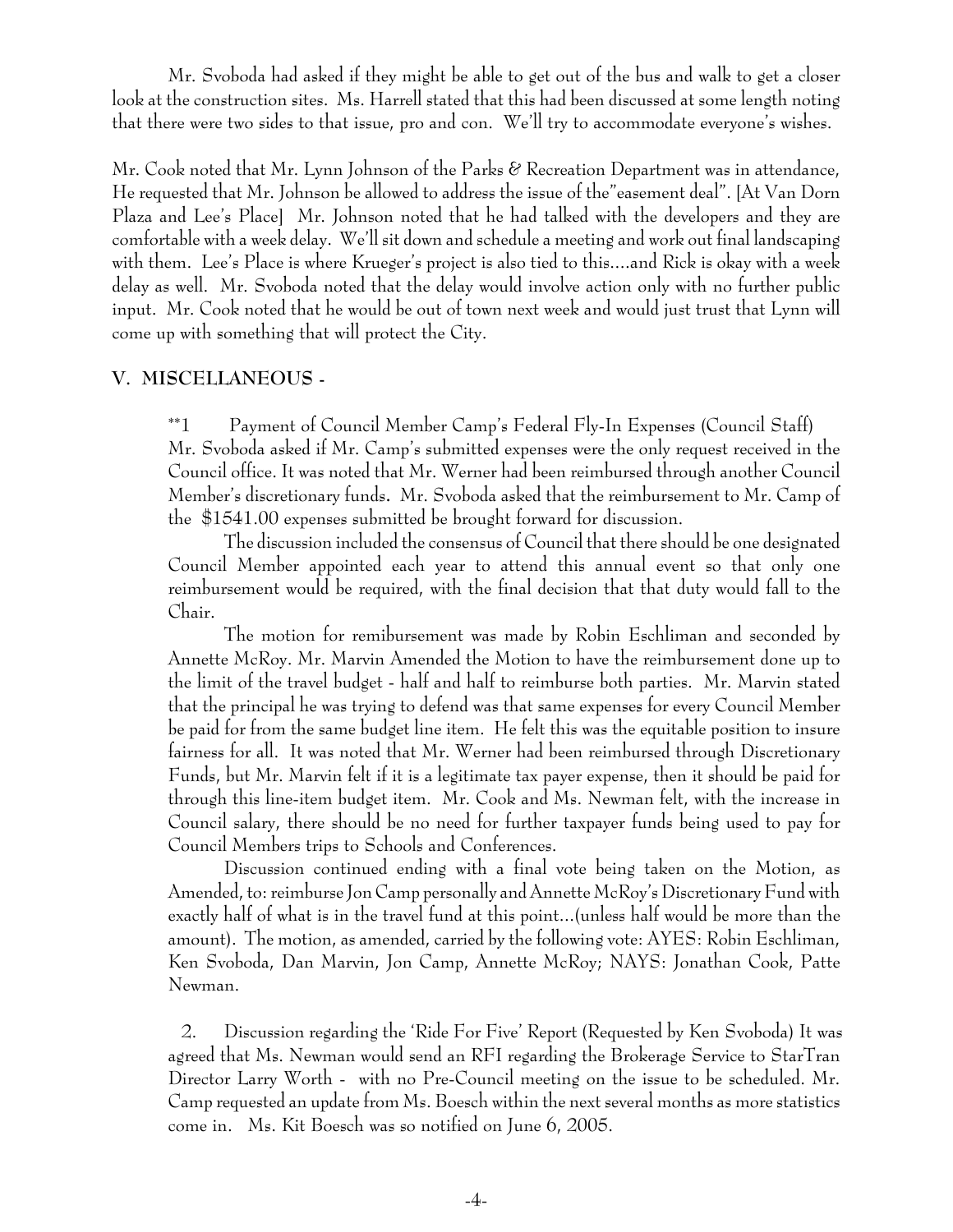Mr. Svoboda had asked if they might be able to get out of the bus and walk to get a closer look at the construction sites. Ms. Harrell stated that this had been discussed at some length noting that there were two sides to that issue, pro and con. We'll try to accommodate everyone's wishes.

Mr. Cook noted that Mr. Lynn Johnson of the Parks & Recreation Department was in attendance, He requested that Mr. Johnson be allowed to address the issue of the"easement deal". [At Van Dorn Plaza and Lee's Place] Mr. Johnson noted that he had talked with the developers and they are comfortable with a week delay. We'll sit down and schedule a meeting and work out final landscaping with them. Lee's Place is where Krueger's project is also tied to this....and Rick is okay with a week delay as well. Mr. Svoboda noted that the delay would involve action only with no further public input. Mr. Cook noted that he would be out of town next week and would just trust that Lynn will come up with something that will protect the City.

## V. MISCELLANEOUS -

**1 Payment of Council Member Camp's Federal Fly-In Expenses (Council Staff) Mr. Svoboda asked if Mr. Camp's submitted expenses were the only request received in the Council office. It was noted that Mr. Werner had been reimbursed through another Council Member's discretionary funds. Mr. Svoboda asked that the reimbursement to Mr. Camp of the $1541.00 expenses submitted be brought forward for discussion.

The discussion included the consensus of Council that there should be one designated Council Member appointed each year to attend this annual event so that only one reimbursement would be required, with the final decision that that duty would fall to the Chair.

The motion for remibursement was made by Robin Eschliman and seconded by Annette McRoy. Mr. Marvin Amended the Motion to have the reimbursement done up to the limit of the travel budget - half and half to reimburse both parties. Mr. Marvin stated that the principal he was trying to defend was that same expenses for every Council Member be paid for from the same budget line item. He felt this was the equitable position to insure fairness for all. It was noted that Mr. Werner had been reimbursed through Discretionary Funds, but Mr. Marvin felt if it is a legitimate tax payer expense, then it should be paid for through this line-item budget item. Mr. Cook and Ms. Newman felt, with the increase in Council salary, there should be no need for further taxpayer funds being used to pay for Council Members trips to Schools and Conferences.

Discussion continued ending with a final vote being taken on the Motion, as Amended, to: reimburse Jon Camp personally and Annette McRoy's Discretionary Fund with exactly half of what is in the travel fund at this point...(unless half would be more than the amount). The motion, as amended, carried by the following vote: AYES: Robin Eschliman, Ken Svoboda, Dan Marvin, Jon Camp, Annette McRoy; NAYS: Jonathan Cook, Patte Newman.

2. Discussion regarding the 'Ride For Five' Report (Requested by Ken Svoboda) It was agreed that Ms. Newman would send an RFI regarding the Brokerage Service to StarTran Director Larry Worth - with no Pre-Council meeting on the issue to be scheduled. Mr. Camp requested an update from Ms. Boesch within the next several months as more statistics come in. Ms. Kit Boesch was so notified on June 6, 2005.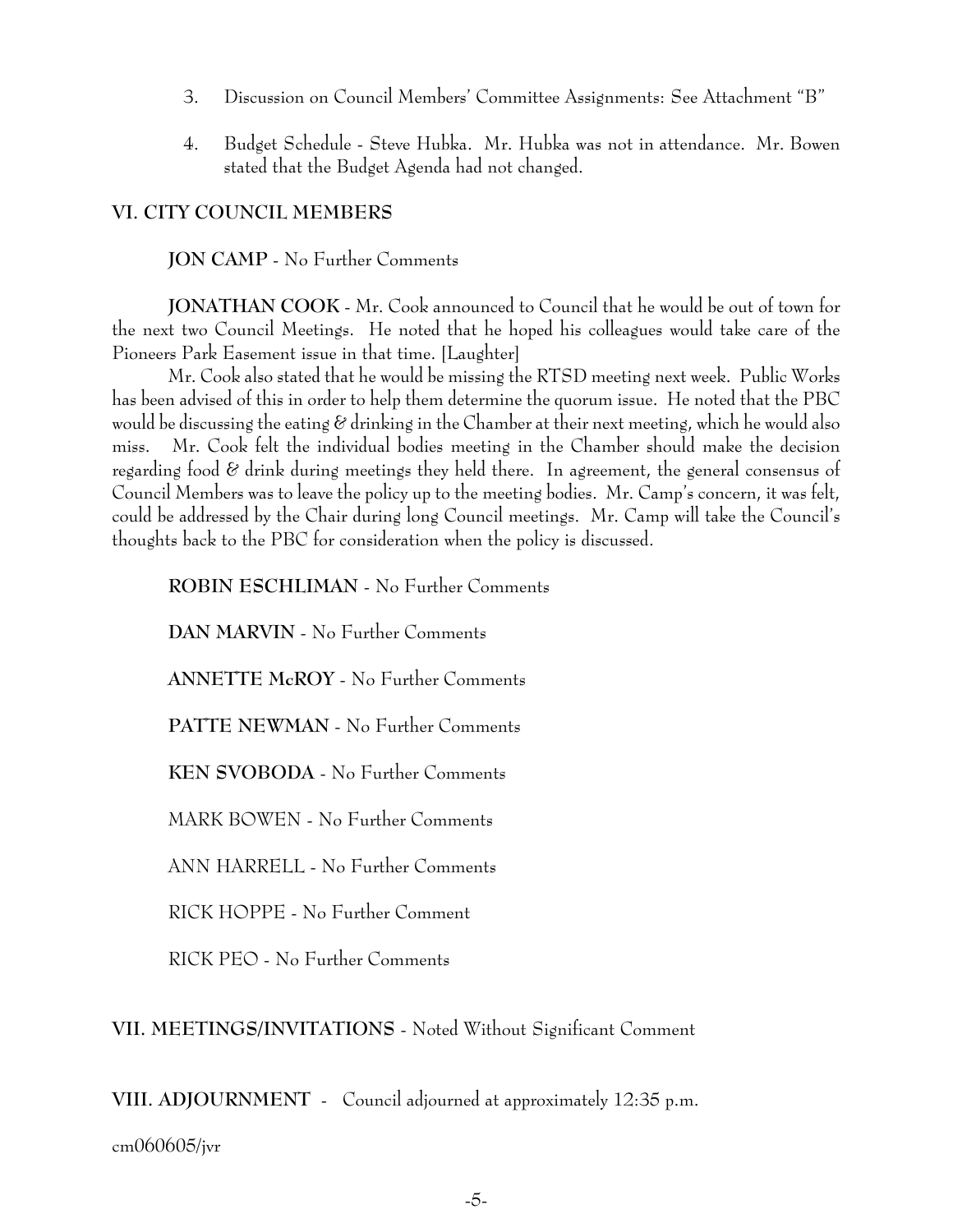3. Discussion on Council Members' Committee Assignments: See Attachment "B"

4. Budget Schedule - Steve Hubka. Mr. Hubka was not in attendance. Mr. Bowen stated that the Budget Agenda had not changed.

## VI. CITY COUNCIL MEMBERS

**JON CAMP** - No Further Comments

**JONATHAN COOK** - Mr. Cook announced to Council that he would be out of town for the next two Council Meetings. He noted that he hoped his colleagues would take care of the Pioneers Park Easement issue in that time. [Laughter]

Mr. Cook also stated that he would be missing the RTSD meeting next week. Public Works has been advised of this in order to help them determine the quorum issue. He noted that the PBC would be discussing the eating & drinking in the Chamber at their next meeting, which he would also miss. Mr. Cook felt the individual bodies meeting in the Chamber should make the decision regarding food & drink during meetings they held there. In agreement, the general consensus of Council Members was to leave the policy up to the meeting bodies. Mr. Camp's concern, it was felt, could be addressed by the Chair during long Council meetings. Mr. Camp will take the Council's thoughts back to the PBC for consideration when the policy is discussed.

**ROBIN ESCHLIMAN** - No Further Comments

**DAN MARVIN** - No Further Comments

**ANNETTE McROY** - No Further Comments

**PATTE NEWMAN** - No Further Comments

**KEN SVOBODA** - No Further Comments

MARK BOWEN - No Further Comments

ANN HARRELL - No Further Comments

RICK HOPPE - No Further Comment

RICK PEO - No Further Comments

**VII. MEETINGS/INVITATIONS** - Noted Without Significant Comment

**VIII. ADJOURNMENT** - Council adjourned at approximately 12:35 p.m.

cm060605/jvr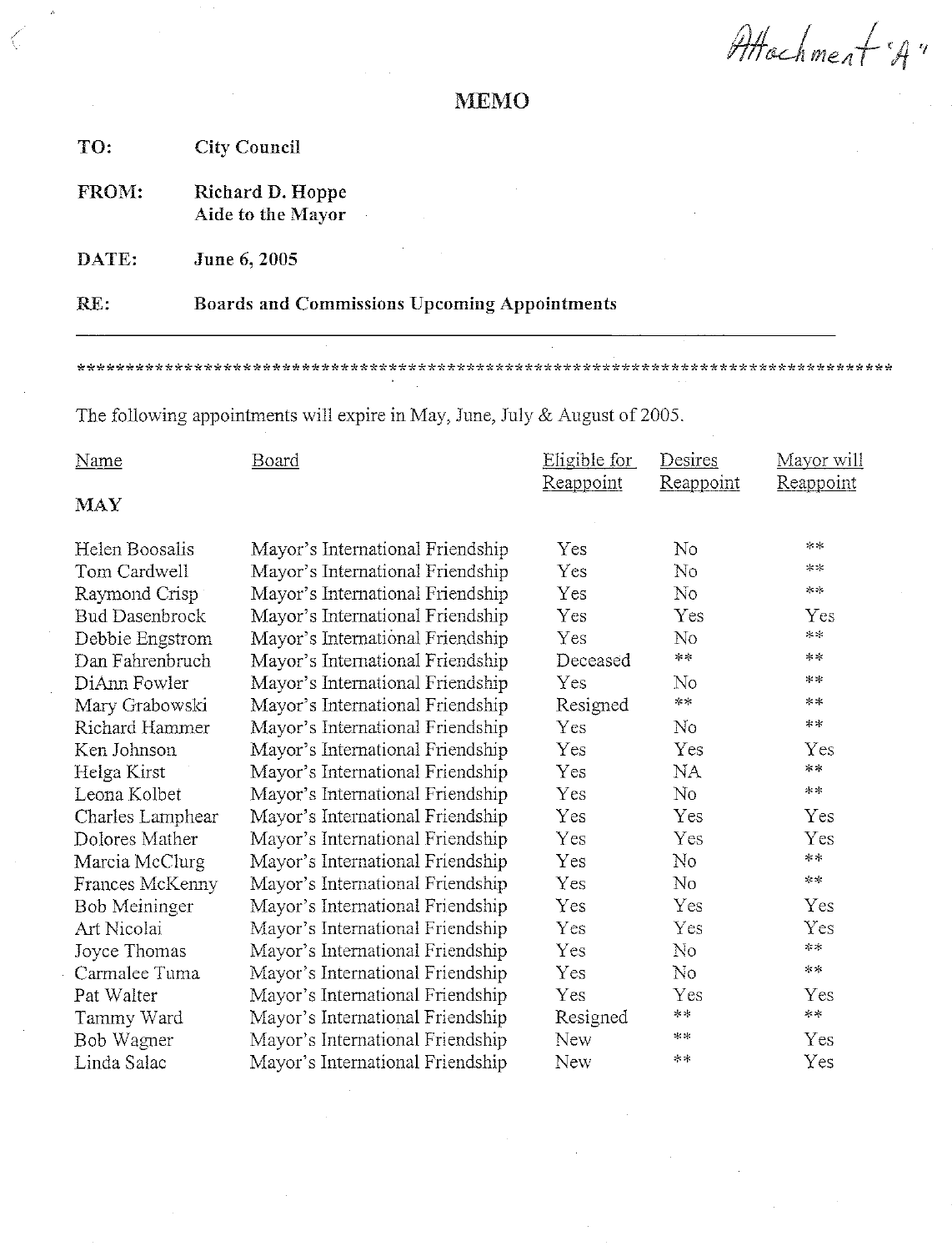Attachment "A"

# MEMO

**TO:** City Council

**FROM:** Richard D. Hoppe
Aide to the Mayor

**DATE:** June 6, 2005

**RE:** Boards and Commissions Upcoming Appointments

---

************************************************************************************

The following appointments will expire in May, June, July & August of 2005.

| Name | Board | Eligible for Reappoint | Desires Reappoint | Mayor will Reappoint |
|---|---|---|---|---|
| **MAY** | | | | |
| Helen Boosalis | Mayor's International Friendship | Yes | No | ** |
| Tom Cardwell | Mayor's International Friendship | Yes | No | ** |
| Raymond Crisp | Mayor's International Friendship | Yes | No | ** |
| Bud Dasenbrock | Mayor's International Friendship | Yes | Yes | Yes |
| Debbie Engstrom | Mayor's International Friendship | Yes | No | ** |
| Dan Fahrenbruch | Mayor's International Friendship | Deceased | ** | ** |
| DiAnn Fowler | Mayor's International Friendship | Yes | No | ** |
| Mary Grabowski | Mayor's International Friendship | Resigned | ** | ** |
| Richard Hammer | Mayor's International Friendship | Yes | No | ** |
| Ken Johnson | Mayor's International Friendship | Yes | Yes | Yes |
| Helga Kirst | Mayor's International Friendship | Yes | NA | ** |
| Leona Kolbet | Mayor's International Friendship | Yes | No | ** |
| Charles Lamphear | Mayor's International Friendship | Yes | Yes | Yes |
| Dolores Mather | Mayor's International Friendship | Yes | Yes | Yes |
| Marcia McClurg | Mayor's International Friendship | Yes | No | ** |
| Frances McKenny | Mayor's International Friendship | Yes | No | ** |
| Bob Meininger | Mayor's International Friendship | Yes | Yes | Yes |
| Art Nicolai | Mayor's International Friendship | Yes | Yes | Yes |
| Joyce Thomas | Mayor's International Friendship | Yes | No | ** |
| Carmalee Tuma | Mayor's International Friendship | Yes | No | ** |
| Pat Walter | Mayor's International Friendship | Yes | Yes | Yes |
| Tammy Ward | Mayor's International Friendship | Resigned | ** | ** |
| Bob Wagner | Mayor's International Friendship | New | ** | Yes |
| Linda Salac | Mayor's International Friendship | New | ** | Yes |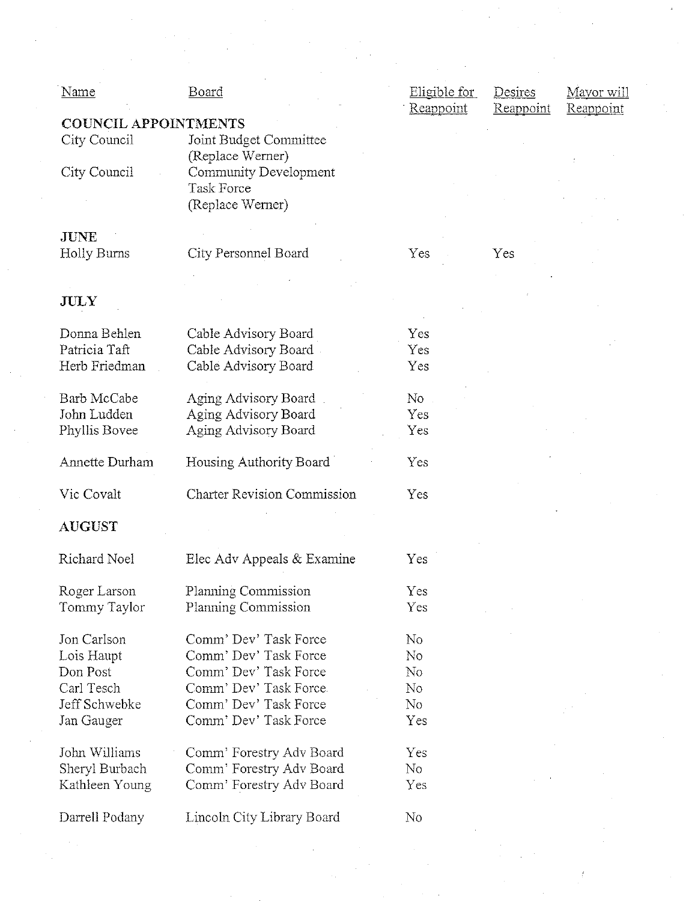| Name | Board | Eligible for Reappoint | Desires Reappoint | Mayor will Reappoint |
|---|---|---|---|---|
| **COUNCIL APPOINTMENTS** | | | | |
| City Council | Joint Budget Committee (Replace Werner) | | | |
| City Council | Community Development Task Force (Replace Werner) | | | |
| **JUNE** | | | | |
| Holly Burns | City Personnel Board | Yes | Yes | |
| **JULY** | | | | |
| Donna Behlen | Cable Advisory Board | Yes | | |
| Patricia Taft | Cable Advisory Board | Yes | | |
| Herb Friedman | Cable Advisory Board | Yes | | |
| Barb McCabe | Aging Advisory Board | No | | |
| John Ludden | Aging Advisory Board | Yes | | |
| Phyllis Bovee | Aging Advisory Board | Yes | | |
| Annette Durham | Housing Authority Board | Yes | | |
| Vic Covalt | Charter Revision Commission | Yes | | |
| **AUGUST** | | | | |
| Richard Noel | Elec Adv Appeals & Examine | Yes | | |
| Roger Larson | Planning Commission | Yes | | |
| Tommy Taylor | Planning Commission | Yes | | |
| Jon Carlson | Comm' Dev' Task Force | No | | |
| Lois Haupt | Comm' Dev' Task Force | No | | |
| Don Post | Comm' Dev' Task Force | No | | |
| Carl Tesch | Comm' Dev' Task Force | No | | |
| Jeff Schwebke | Comm' Dev' Task Force | No | | |
| Jan Gauger | Comm' Dev' Task Force | Yes | | |
| John Williams | Comm' Forestry Adv Board | Yes | | |
| Sheryl Burbach | Comm' Forestry Adv Board | No | | |
| Kathleen Young | Comm' Forestry Adv Board | Yes | | |
| Darrell Podany | Lincoln City Library Board | No | | |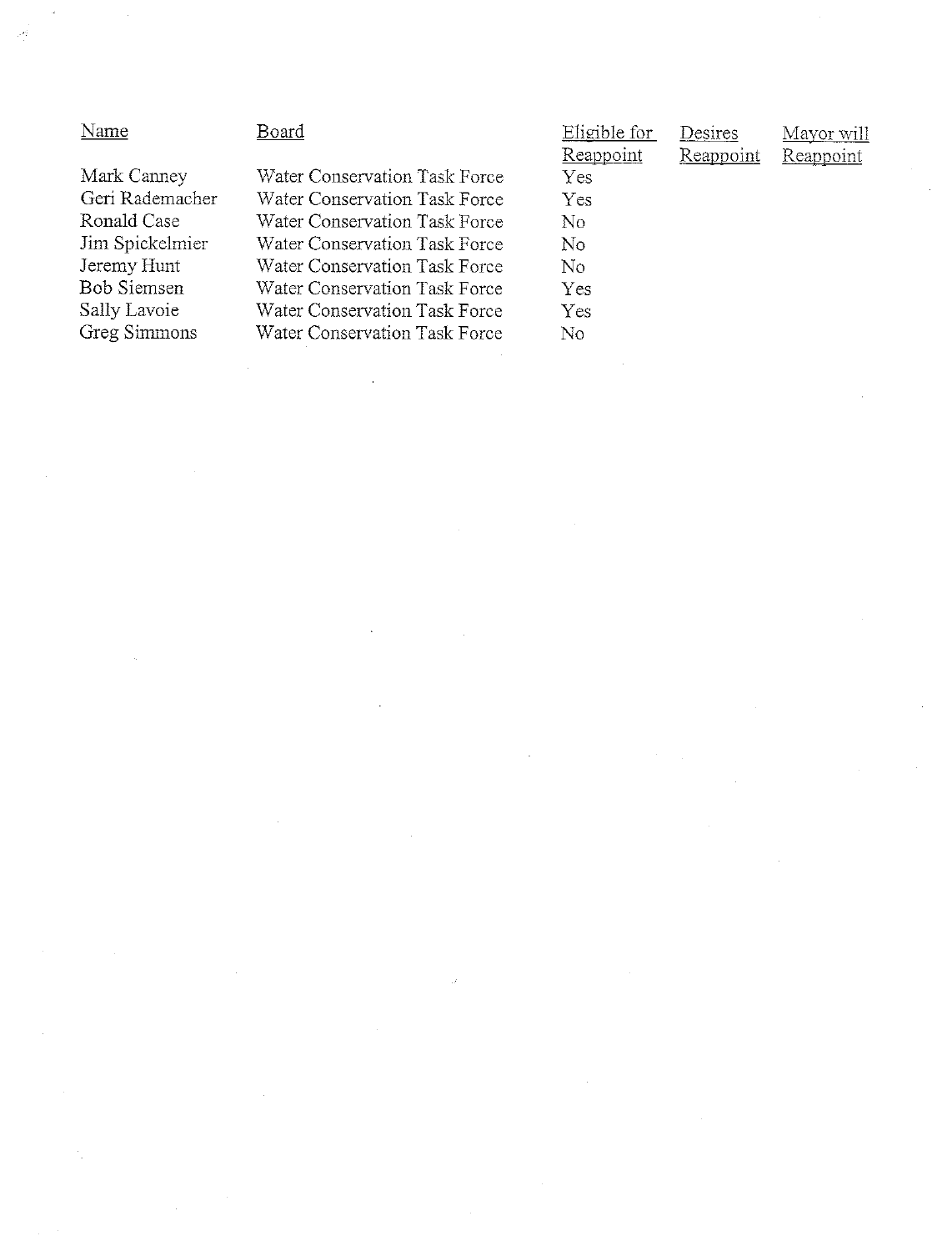| Name | Board | Eligible for Reappoint | Desires Reappoint | Mayor will Reappoint |
|---|---|---|---|---|
| Mark Canney | Water Conservation Task Force | Yes | | |
| Geri Rademacher | Water Conservation Task Force | Yes | | |
| Ronald Case | Water Conservation Task Force | No | | |
| Jim Spickelmier | Water Conservation Task Force | No | | |
| Jeremy Hunt | Water Conservation Task Force | No | | |
| Bob Siemsen | Water Conservation Task Force | Yes | | |
| Sally Lavoie | Water Conservation Task Force | Yes | | |
| Greg Simmons | Water Conservation Task Force | No | | |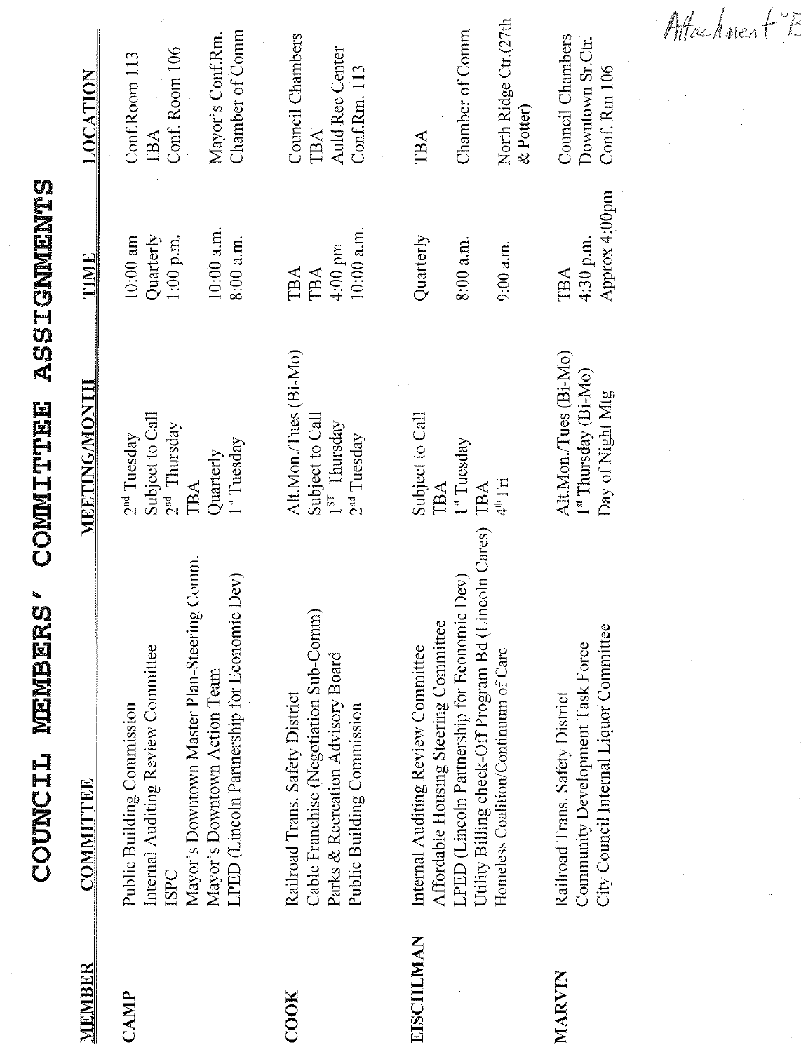Attachment "B"

# COUNCIL MEMBERS' COMMITTEE ASSIGNMENTS

| MEMBER | COMMITTEE | MEETING/MONTH | TIME | LOCATION |
|---|---|---|---|---|
| CAMP | Public Building Commission | 2nd Tuesday | 10:00 am | Conf.Room 113 |
| | Internal Auditing Review Committee | Subject to Call | Quarterly | TBA |
| | ISPC | 2nd Thursday | 1:00 p.m. | Conf. Room 106 |
| | Mayor's Downtown Master Plan-Steering Comm. | TBA | | |
| | Mayor's Downtown Action Team | Quarterly | 10:00 a.m. | Mayor's Conf.Rm. |
| | LPED (Lincoln Partnership for Economic Dev) | 1st Tuesday | 8:00 a.m. | Chamber of Comm |
| COOK | Railroad Trans. Safety District | Alt.Mon./Tues (Bi-Mo) | TBA | Council Chambers |
| | Cable Franchise (Negotiation Sub-Comm) | Subject to Call | TBA | TBA |
| | Parks & Recreation Advisory Board | 1ST Thursday | 4:00 pm | Auld Rec Center |
| | Public Building Commission | 2nd Tuesday | 10:00 a.m. | Conf.Rm. 113 |
| EISCHLMAN | Internal Auditing Review Committee | Subject to Call | Quarterly | TBA |
| | Affordable Housing Steering Committee | TBA | | |
| | LPED (Lincoln Partnership for Economic Dev) | 1st Tuesday | 8:00 a.m. | Chamber of Comm |
| | Utility Billing check-Off Program Bd (Lincoln Cares) | TBA | | |
| | Homeless Coalition/Continuum of Care | 4th Fri | 9:00 a.m. | North Ridge Ctr.(27th & Potter) |
| MARVIN | Railroad Trans. Safety District | Alt.Mon./Tues (Bi-Mo) | TBA | Council Chambers |
| | Community Development Task Force | 1st Thursday (Bi-Mo) | 4:30 p.m. | Downtown Sr.Ctr. |
| | City Council Internal Liquor Committee | Day of Night Mtg | Approx 4:00pm | Conf. Rm 106 |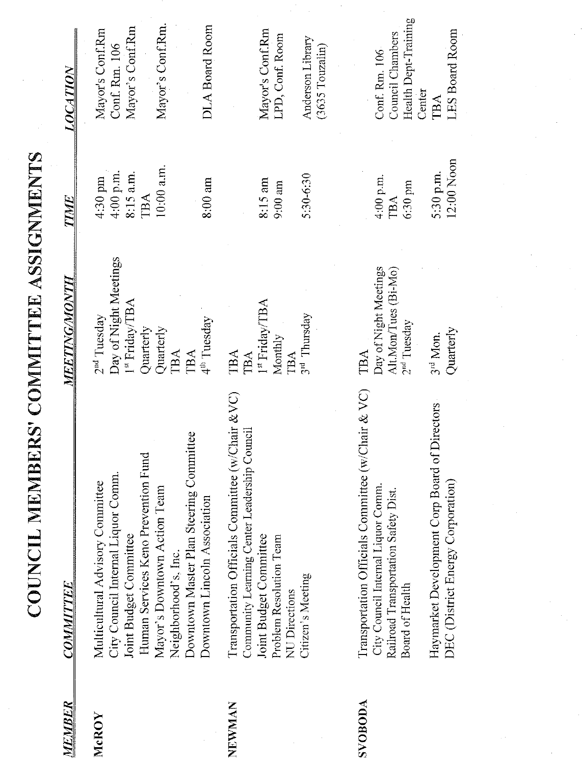# COUNCIL MEMBERS' COMMITTEE ASSIGNMENTS

| MEMBER | COMMITTEE | MEETING/MONTH | TIME | LOCATION |
|---|---|---|---|---|
| McROY | Multicultural Advisory Committee | 2nd Tuesday | 4:30 pm | Mayor's Conf.Rm |
| | City Council Internal Liquor Comm. | Day of Night Meetings | 4:00 p.m. | Conf. Rm. 106 |
| | Joint Budget Committee | 1st Friday/TBA | 8:15 a.m. | Mayor's Conf.Rm |
| | Human Services Keno Prevention Fund | Quarterly | TBA | |
| | Mayor's Downtown Action Team | Quarterly | 10:00 a.m. | Mayor's Conf.Rm. |
| | Neighborhood's, Inc. | TBA | | |
| | Downtown Master Plan Steering Committee | TBA | | |
| | Downtown Lincoln Association | 4th Tuesday | 8:00 am | DLA Board Room |
| NEWMAN | Transportation Officials Committee (w/Chair & VC) | TBA | | |
| | Community Learning Center Leadership Council | TBA | | |
| | Joint Budget Committee | 1st Friday/TBA | 8:15 am | Mayor's Conf.Rm |
| | Problem Resolution Team | Monthly | 9:00 am | LPD, Conf. Room |
| | NU Directions | TBA | | |
| | Citizen's Meeting | 3rd Thursday | 5:30-6:30 | Anderson Library (3635 Touzalin) |
| SVOBODA | Transportation Officials Committee (w/Chair & VC) | TBA | | |
| | City Council Internal Liquor Comm. | Day of Night Meetings | 4:00 p.m. | Conf. Rm. 106 |
| | Railroad Transportation Safety Dist. | Alt.Mon/Tues (Bi-Mo) | TBA | Council Chambers |
| | Board of Health | 2nd Tuesday | 6:30 pm | Health Dept-Training Center |
| | Haymarket Development Corp Board of Directors | 3rd Mon. | 5:30 p.m. | TBA |
| | DEC (District Energy Corporation) | Quarterly | 12:00 Noon | LES Board Room |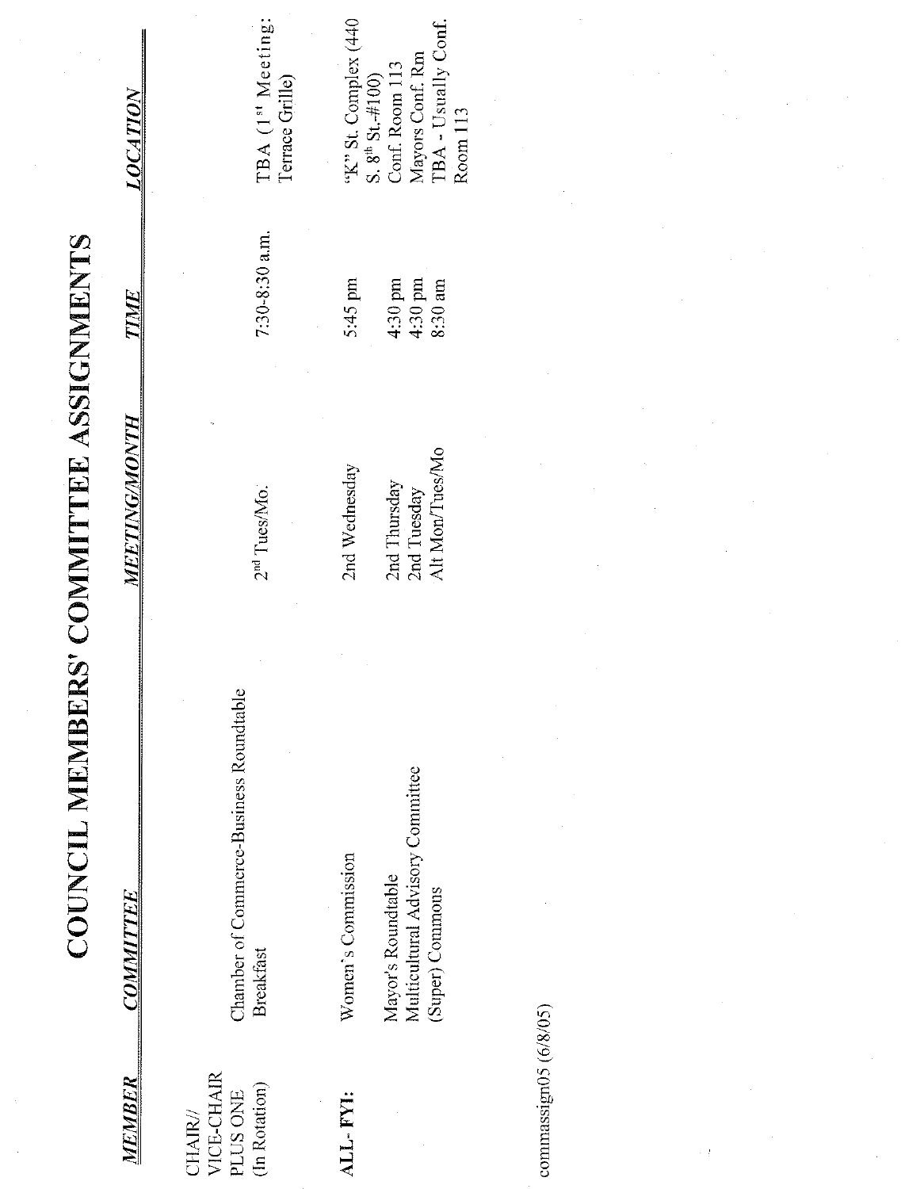# COUNCIL MEMBERS' COMMITTEE ASSIGNMENTS

| MEMBER | COMMITTEE | MEETING/MONTH | TIME | LOCATION |
|---|---|---|---|---|
| CHAIR/ VICE-CHAIR PLUS ONE (In Rotation) | Chamber of Commerce-Business Roundtable Breakfast | 2nd Tues/Mo. | 7:30-8:30 a.m. | TBA (1st Meeting: Terrace Grille) |
| ALL- FYI: | Women's Commission | 2nd Wednesday | 5:45 pm | "K" St. Complex (440 S. 8th St.-#100) |
| | Mayor's Roundtable | 2nd Thursday | 4:30 pm | Conf. Room 113 |
| | Multicultural Advisory Committee | 2nd Tuesday | 4:30 pm | Mayors Conf. Rm |
| | (Super) Commons | Alt Mon/Tues/Mo | 8:30 am | TBA - Usually Conf. Room 113 |

commassign05 (6/8/05)